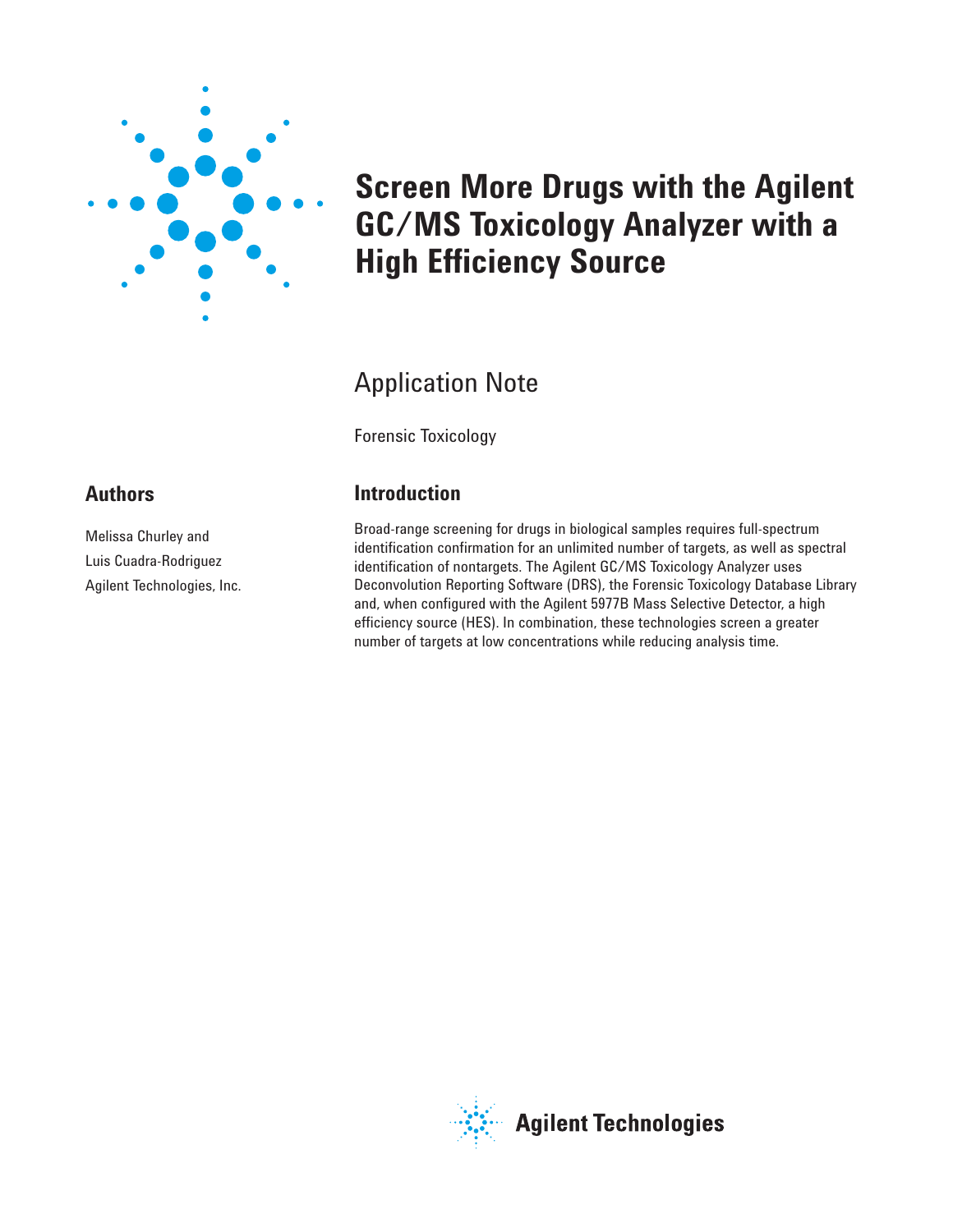# Screen More Drugs with the Agilent GC/MS Toxicology Analyzer with a High Efficiency Source

## Application Note

Forensic Toxicology

## Authors

Melissa Churley and
Luis Cuadra-Rodriguez
Agilent Technologies, Inc.

## Introduction

Broad-range screening for drugs in biological samples requires full-spectrum identification confirmation for an unlimited number of targets, as well as spectral identification of nontargets. The Agilent GC/MS Toxicology Analyzer uses Deconvolution Reporting Software (DRS), the Forensic Toxicology Database Library and, when configured with the Agilent 5977B Mass Selective Detector, a high efficiency source (HES). In combination, these technologies screen a greater number of targets at low concentrations while reducing analysis time.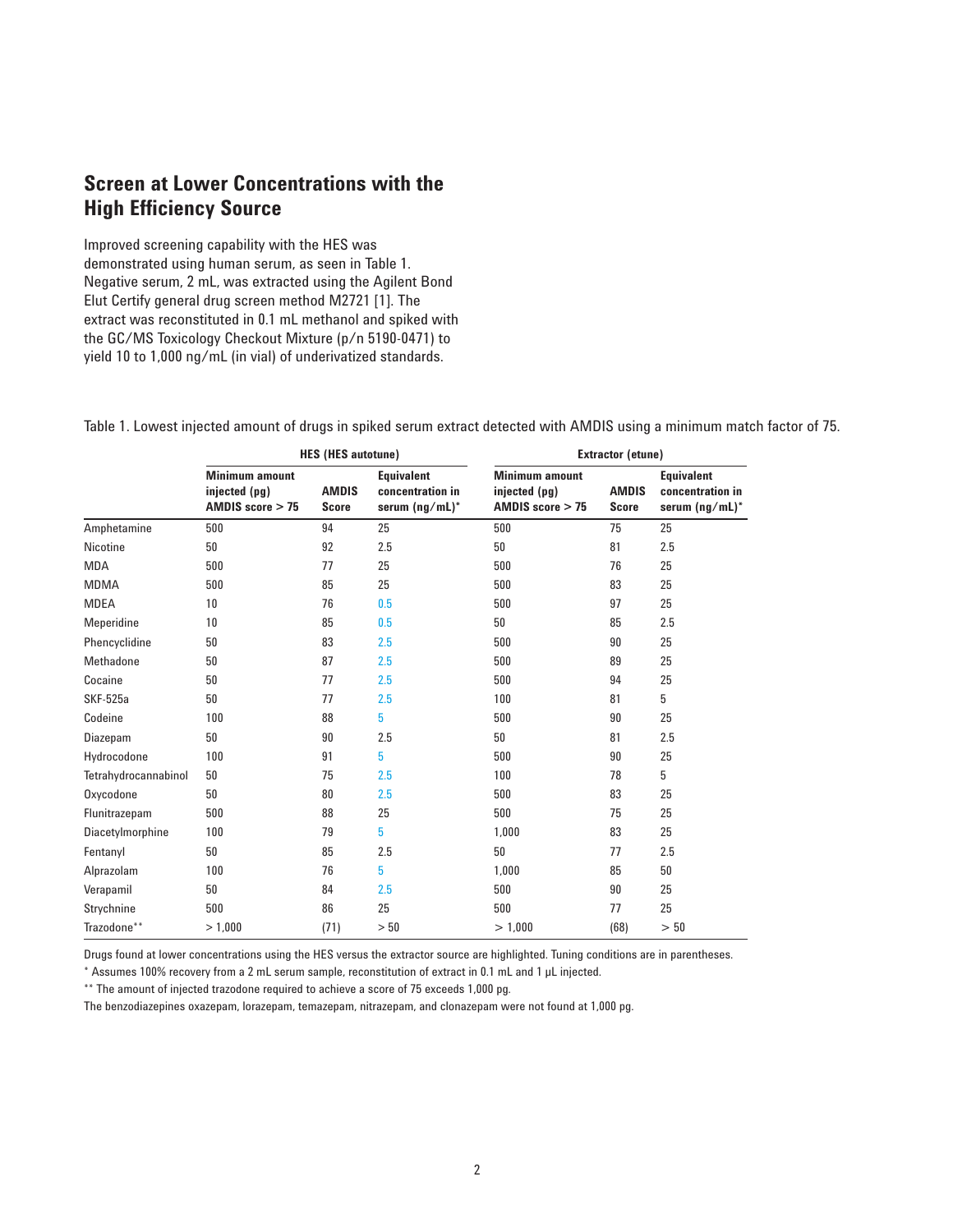## Screen at Lower Concentrations with the High Efficiency Source

Improved screening capability with the HES was demonstrated using human serum, as seen in Table 1. Negative serum, 2 mL, was extracted using the Agilent Bond Elut Certify general drug screen method M2721 [1]. The extract was reconstituted in 0.1 mL methanol and spiked with the GC/MS Toxicology Checkout Mixture (p/n 5190-0471) to yield 10 to 1,000 ng/mL (in vial) of underivatized standards.

Table 1. Lowest injected amount of drugs in spiked serum extract detected with AMDIS using a minimum match factor of 75.

| | HES (HES autotune) | | | Extractor (etune) | | |
|---|---|---|---|---|---|---|
| | Minimum amount injected (pg) AMDIS score > 75 | AMDIS Score | Equivalent concentration in serum (ng/mL)* | Minimum amount injected (pg) AMDIS score > 75 | AMDIS Score | Equivalent concentration in serum (ng/mL)* |
| Amphetamine | 500 | 94 | 25 | 500 | 75 | 25 |
| Nicotine | 50 | 92 | 2.5 | 50 | 81 | 2.5 |
| MDA | 500 | 77 | 25 | 500 | 76 | 25 |
| MDMA | 500 | 85 | 25 | 500 | 83 | 25 |
| MDEA | 10 | 76 | 0.5 | 500 | 97 | 25 |
| Meperidine | 10 | 85 | 0.5 | 50 | 85 | 2.5 |
| Phencyclidine | 50 | 83 | 2.5 | 500 | 90 | 25 |
| Methadone | 50 | 87 | 2.5 | 500 | 89 | 25 |
| Cocaine | 50 | 77 | 2.5 | 500 | 94 | 25 |
| SKF-525a | 50 | 77 | 2.5 | 100 | 81 | 5 |
| Codeine | 100 | 88 | 5 | 500 | 90 | 25 |
| Diazepam | 50 | 90 | 2.5 | 50 | 81 | 2.5 |
| Hydrocodone | 100 | 91 | 5 | 500 | 90 | 25 |
| Tetrahydrocannabinol | 50 | 75 | 2.5 | 100 | 78 | 5 |
| Oxycodone | 50 | 80 | 2.5 | 500 | 83 | 25 |
| Flunitrazepam | 500 | 88 | 25 | 500 | 75 | 25 |
| Diacetylmorphine | 100 | 79 | 5 | 1,000 | 83 | 25 |
| Fentanyl | 50 | 85 | 2.5 | 50 | 77 | 2.5 |
| Alprazolam | 100 | 76 | 5 | 1,000 | 85 | 50 |
| Verapamil | 50 | 84 | 2.5 | 500 | 90 | 25 |
| Strychnine | 500 | 86 | 25 | 500 | 77 | 25 |
| Trazodone** | > 1,000 | (71) | > 50 | > 1,000 | (68) | > 50 |

Drugs found at lower concentrations using the HES versus the extractor source are highlighted. Tuning conditions are in parentheses.

* Assumes 100% recovery from a 2 mL serum sample, reconstitution of extract in 0.1 mL and 1 µL injected.

** The amount of injected trazodone required to achieve a score of 75 exceeds 1,000 pg.

The benzodiazepines oxazepam, lorazepam, temazepam, nitrazepam, and clonazepam were not found at 1,000 pg.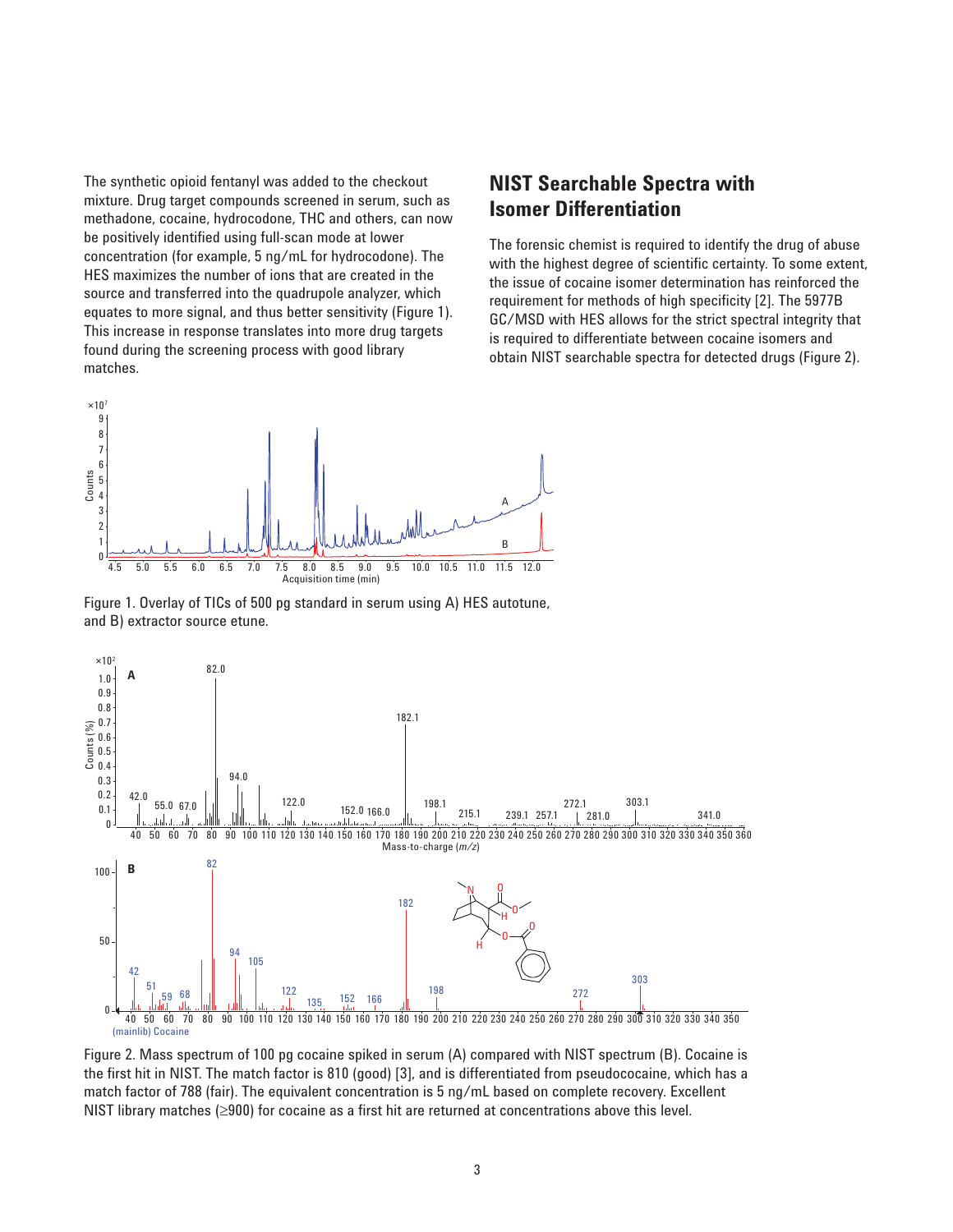The synthetic opioid fentanyl was added to the checkout mixture. Drug target compounds screened in serum, such as methadone, cocaine, hydrocodone, THC and others, can now be positively identified using full-scan mode at lower concentration (for example, 5 ng/mL for hydrocodone). The HES maximizes the number of ions that are created in the source and transferred into the quadrupole analyzer, which equates to more signal, and thus better sensitivity (Figure 1). This increase in response translates into more drug targets found during the screening process with good library matches.

## NIST Searchable Spectra with Isomer Differentiation

The forensic chemist is required to identify the drug of abuse with the highest degree of scientific certainty. To some extent, the issue of cocaine isomer determination has reinforced the requirement for methods of high specificity [2]. The 5977B GC/MSD with HES allows for the strict spectral integrity that is required to differentiate between cocaine isomers and obtain NIST searchable spectra for detected drugs (Figure 2).

Figure 1. Overlay of TICs of 500 pg standard in serum using A) HES autotune, and B) extractor source etune.

Figure 2. Mass spectrum of 100 pg cocaine spiked in serum (A) compared with NIST spectrum (B). Cocaine is the first hit in NIST. The match factor is 810 (good) [3], and is differentiated from pseudococaine, which has a match factor of 788 (fair). The equivalent concentration is 5 ng/mL based on complete recovery. Excellent NIST library matches (≥900) for cocaine as a first hit are returned at concentrations above this level.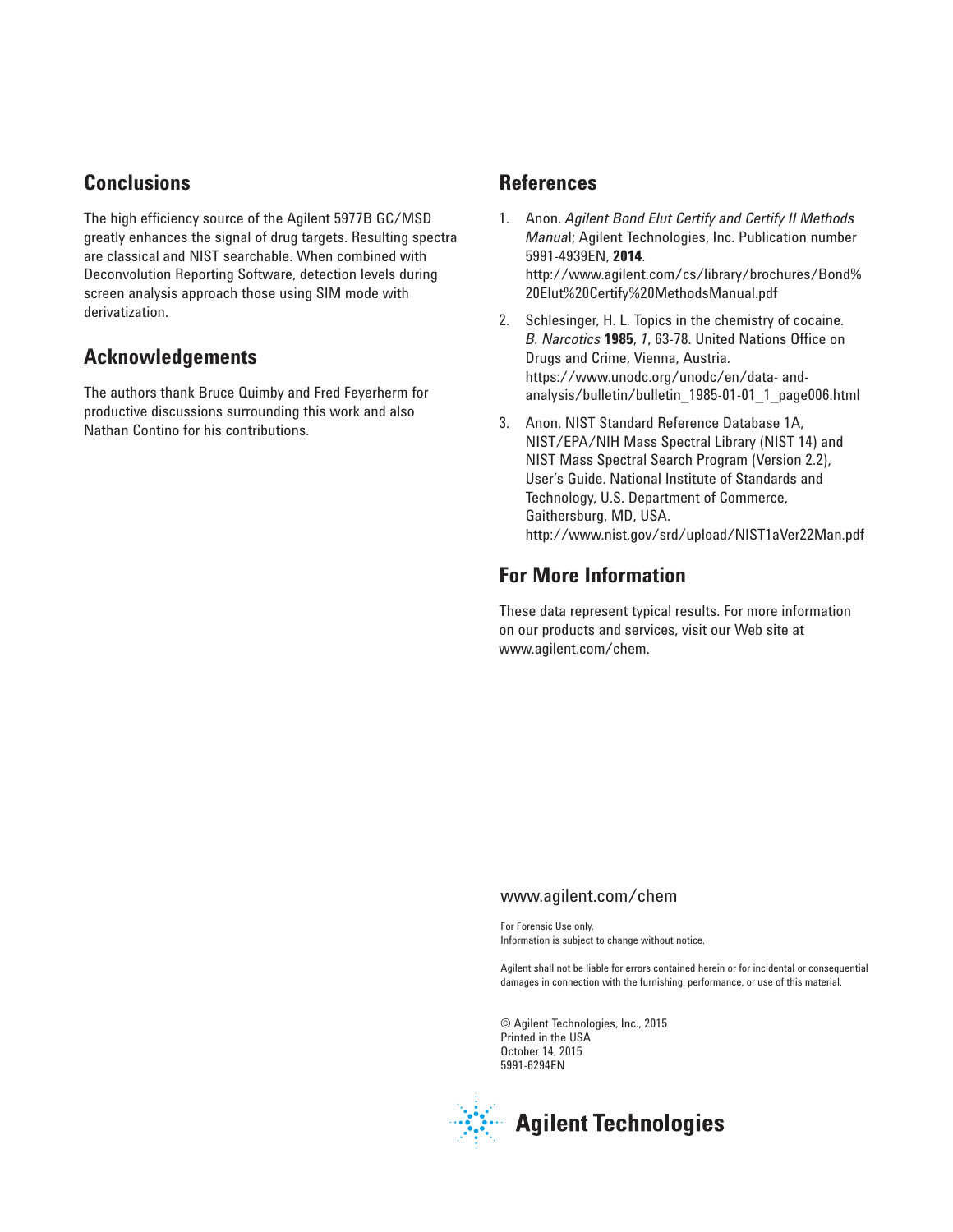## Conclusions

The high efficiency source of the Agilent 5977B GC/MSD greatly enhances the signal of drug targets. Resulting spectra are classical and NIST searchable. When combined with Deconvolution Reporting Software, detection levels during screen analysis approach those using SIM mode with derivatization.

## Acknowledgements

The authors thank Bruce Quimby and Fred Feyerherm for productive discussions surrounding this work and also Nathan Contino for his contributions.

## References

1. Anon. *Agilent Bond Elut Certify and Certify II Methods Manual*; Agilent Technologies, Inc. Publication number 5991-4939EN, **2014**. http://www.agilent.com/cs/library/brochures/Bond%20Elut%20Certify%20MethodsManual.pdf
2. Schlesinger, H. L. Topics in the chemistry of cocaine. *B. Narcotics* **1985**, *1*, 63-78. United Nations Office on Drugs and Crime, Vienna, Austria. https://www.unodc.org/unodc/en/data- and-analysis/bulletin/bulletin_1985-01-01_1_page006.html
3. Anon. NIST Standard Reference Database 1A, NIST/EPA/NIH Mass Spectral Library (NIST 14) and NIST Mass Spectral Search Program (Version 2.2), User's Guide. National Institute of Standards and Technology, U.S. Department of Commerce, Gaithersburg, MD, USA. http://www.nist.gov/srd/upload/NIST1aVer22Man.pdf

## For More Information

These data represent typical results. For more information on our products and services, visit our Web site at www.agilent.com/chem.

www.agilent.com/chem

For Forensic Use only.
Information is subject to change without notice.

Agilent shall not be liable for errors contained herein or for incidental or consequential damages in connection with the furnishing, performance, or use of this material.

© Agilent Technologies, Inc., 2015
Printed in the USA
October 14, 2015
5991-6294EN

Agilent Technologies